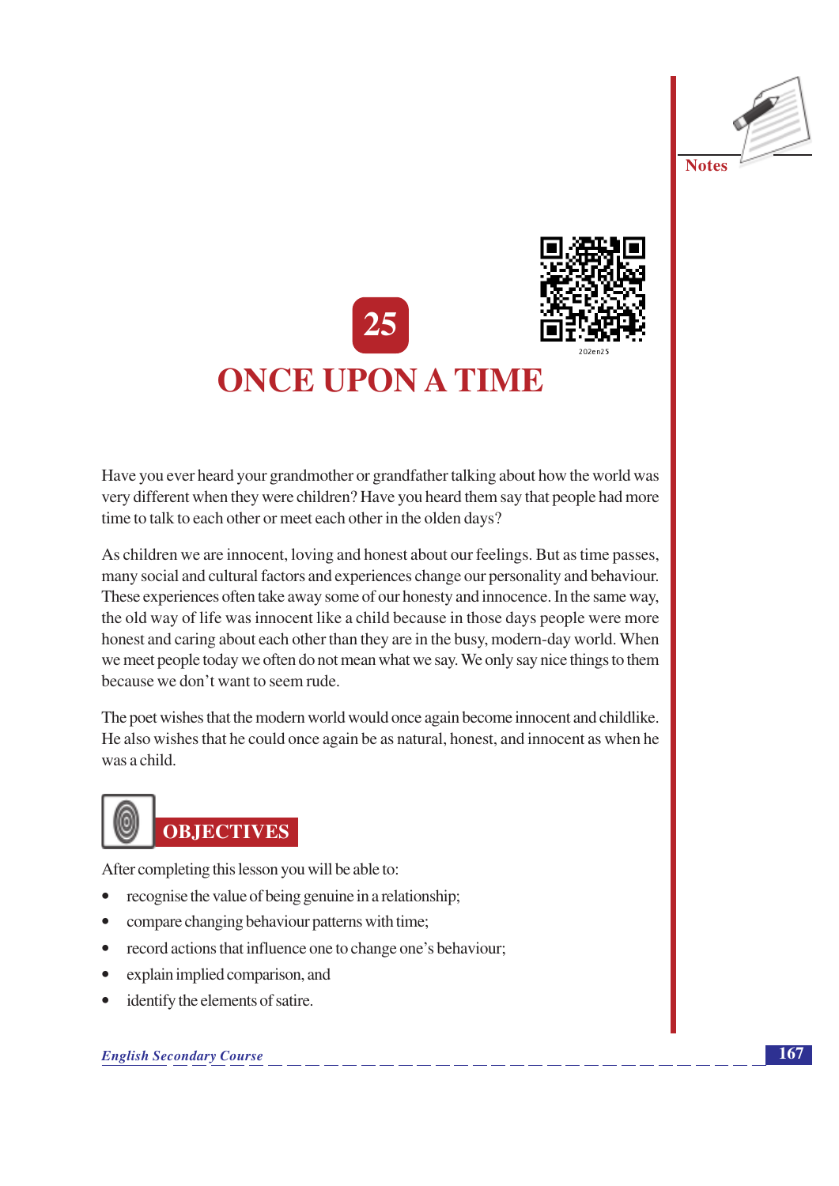# 25

# ONCE UPON A TIME

Have you ever heard your grandmother or grandfather talking about how the world was very different when they were children? Have you heard them say that people had more time to talk to each other or meet each other in the olden days?

As children we are innocent, loving and honest about our feelings. But as time passes, many social and cultural factors and experiences change our personality and behaviour. These experiences often take away some of our honesty and innocence. In the same way, the old way of life was innocent like a child because in those days people were more honest and caring about each other than they are in the busy, modern-day world. When we meet people today we often do not mean what we say. We only say nice things to them because we don't want to seem rude.

The poet wishes that the modern world would once again become innocent and childlike. He also wishes that he could once again be as natural, honest, and innocent as when he was a child.

## OBJECTIVES

After completing this lesson you will be able to:

- recognise the value of being genuine in a relationship;
- compare changing behaviour patterns with time;
- record actions that influence one to change one's behaviour;
- explain implied comparison, and
- identify the elements of satire.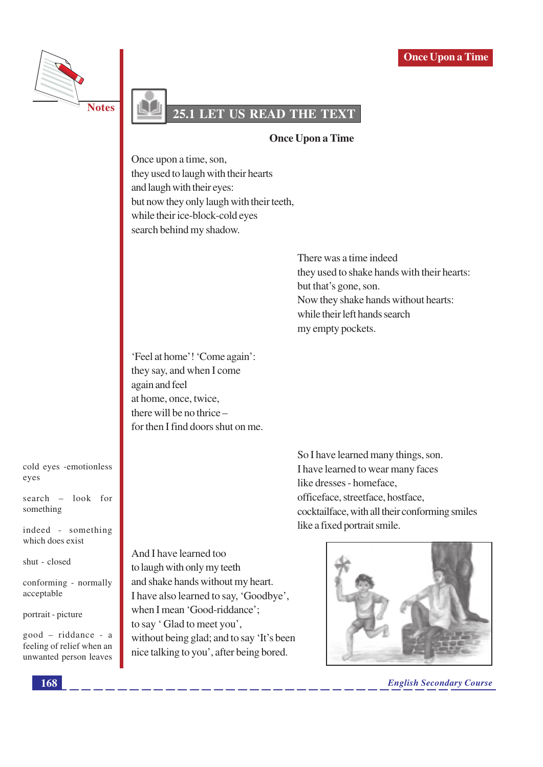## 25.1 LET US READ THE TEXT

**Once Upon a Time**

Once upon a time, son,
they used to laugh with their hearts
and laugh with their eyes:
but now they only laugh with their teeth,
while their ice-block-cold eyes
search behind my shadow.

There was a time indeed
they used to shake hands with their hearts:
but that's gone, son.
Now they shake hands without hearts:
while their left hands search
my empty pockets.

'Feel at home'! 'Come again':
they say, and when I come
again and feel
at home, once, twice,
there will be no thrice –
for then I find doors shut on me.

So I have learned many things, son.
I have learned to wear many faces
like dresses - homeface,
officeface, streetface, hostface,
cocktailface, with all their conforming smiles
like a fixed portrait smile.

And I have learned too
to laugh with only my teeth
and shake hands without my heart.
I have also learned to say, 'Goodbye',
when I mean 'Good-riddance';
to say ' Glad to meet you',
without being glad; and to say 'It's been
nice talking to you', after being bored.

**Notes**

cold eyes -emotionless eyes

search – look for something

indeed - something which does exist

shut - closed

conforming - normally acceptable

portrait - picture

good – riddance - a feeling of relief when an unwanted person leaves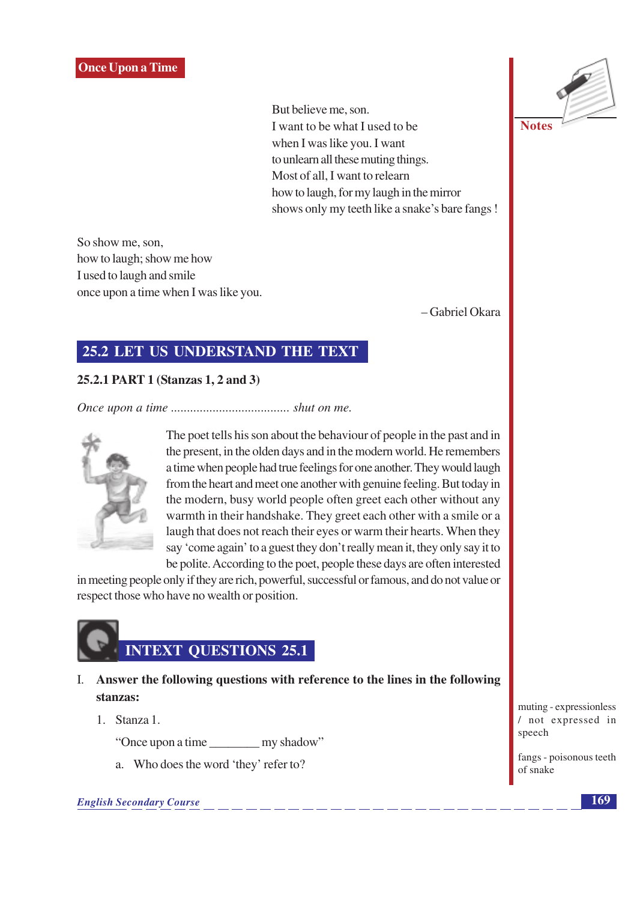But believe me, son.
I want to be what I used to be
when I was like you. I want
to unlearn all these muting things.
Most of all, I want to relearn
how to laugh, for my laugh in the mirror
shows only my teeth like a snake's bare fangs !

So show me, son,
how to laugh; show me how
I used to laugh and smile
once upon a time when I was like you.

– Gabriel Okara

## 25.2 LET US UNDERSTAND THE TEXT

### 25.2.1 PART 1 (Stanzas 1, 2 and 3)

*Once upon a time .................................... shut on me.*

The poet tells his son about the behaviour of people in the past and in the present, in the olden days and in the modern world. He remembers a time when people had true feelings for one another. They would laugh from the heart and meet one another with genuine feeling. But today in the modern, busy world people often greet each other without any warmth in their handshake. They greet each other with a smile or a laugh that does not reach their eyes or warm their hearts. When they say 'come again' to a guest they don't really mean it, they only say it to be polite. According to the poet, people these days are often interested in meeting people only if they are rich, powerful, successful or famous, and do not value or respect those who have no wealth or position.

## INTEXT QUESTIONS 25.1

I. **Answer the following questions with reference to the lines in the following stanzas:**

1. Stanza 1.

   "Once upon a time ________ my shadow"

   a. Who does the word 'they' refer to?

muting - expressionless / not expressed in speech

fangs - poisonous teeth of snake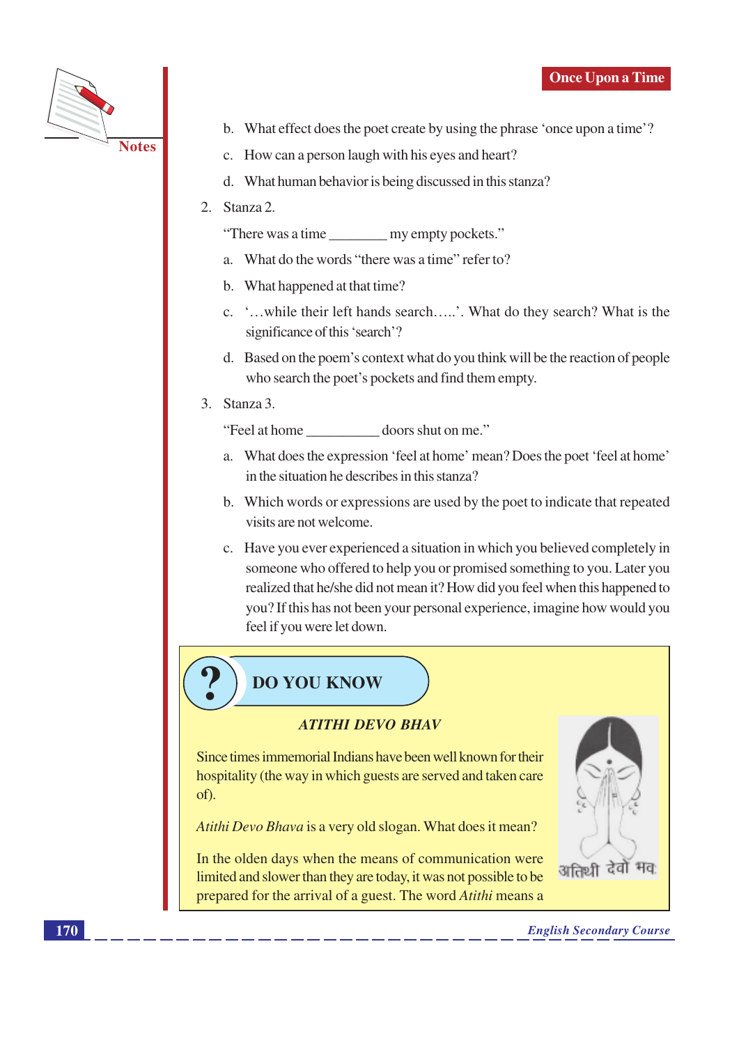b. What effect does the poet create by using the phrase 'once upon a time'?

c. How can a person laugh with his eyes and heart?

d. What human behavior is being discussed in this stanza?

2. Stanza 2.

   "There was a time ________ my empty pockets."

   a. What do the words "there was a time" refer to?

   b. What happened at that time?

   c. '…while their left hands search…..'. What do they search? What is the significance of this 'search'?

   d. Based on the poem's context what do you think will be the reaction of people who search the poet's pockets and find them empty.

3. Stanza 3.

   "Feel at home __________ doors shut on me."

   a. What does the expression 'feel at home' mean? Does the poet 'feel at home' in the situation he describes in this stanza?

   b. Which words or expressions are used by the poet to indicate that repeated visits are not welcome.

   c. Have you ever experienced a situation in which you believed completely in someone who offered to help you or promised something to you. Later you realized that he/she did not mean it? How did you feel when this happened to you? If this has not been your personal experience, imagine how would you feel if you were let down.

## DO YOU KNOW

### *ATITHI DEVO BHAV*

Since times immemorial Indians have been well known for their hospitality (the way in which guests are served and taken care of).

*Atithi Devo Bhava* is a very old slogan. What does it mean?

In the olden days when the means of communication were limited and slower than they are today, it was not possible to be prepared for the arrival of a guest. The word *Atithi* means a

अतिथी देवो भव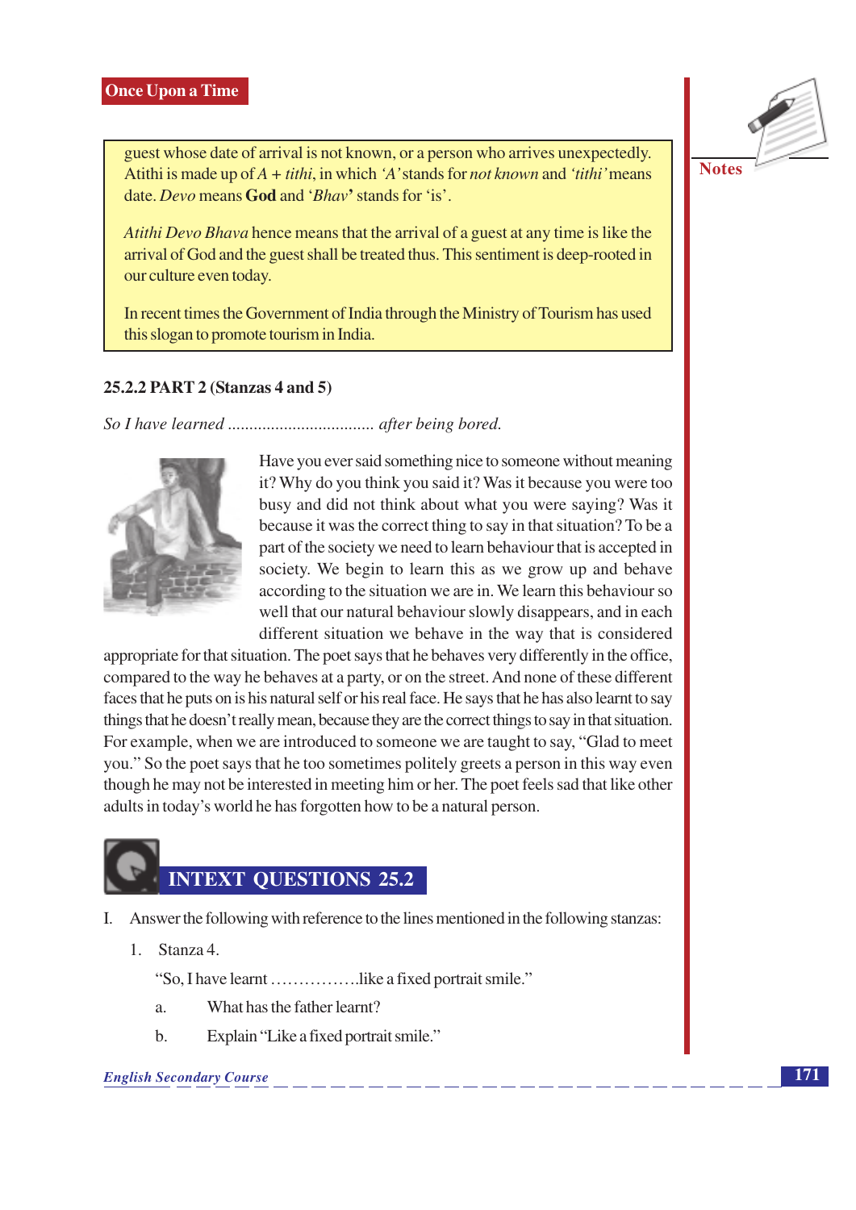guest whose date of arrival is not known, or a person who arrives unexpectedly. Atithi is made up of *A* + *tithi*, in which *'A'* stands for *not known* and *'tithi'* means date. *Devo* means **God** and '*Bhav*' stands for 'is'.

*Atithi Devo Bhava* hence means that the arrival of a guest at any time is like the arrival of God and the guest shall be treated thus. This sentiment is deep-rooted in our culture even today.

In recent times the Government of India through the Ministry of Tourism has used this slogan to promote tourism in India.

### 25.2.2 PART 2 (Stanzas 4 and 5)

*So I have learned ................................. after being bored.*

Have you ever said something nice to someone without meaning it? Why do you think you said it? Was it because you were too busy and did not think about what you were saying? Was it because it was the correct thing to say in that situation? To be a part of the society we need to learn behaviour that is accepted in society. We begin to learn this as we grow up and behave according to the situation we are in. We learn this behaviour so well that our natural behaviour slowly disappears, and in each different situation we behave in the way that is considered appropriate for that situation. The poet says that he behaves very differently in the office, compared to the way he behaves at a party, or on the street. And none of these different faces that he puts on is his natural self or his real face. He says that he has also learnt to say things that he doesn't really mean, because they are the correct things to say in that situation. For example, when we are introduced to someone we are taught to say, "Glad to meet you." So the poet says that he too sometimes politely greets a person in this way even though he may not be interested in meeting him or her. The poet feels sad that like other adults in today's world he has forgotten how to be a natural person.

## INTEXT QUESTIONS 25.2

I. Answer the following with reference to the lines mentioned in the following stanzas:

1. Stanza 4.

   "So, I have learnt ……………..like a fixed portrait smile."

   a. What has the father learnt?

   b. Explain "Like a fixed portrait smile."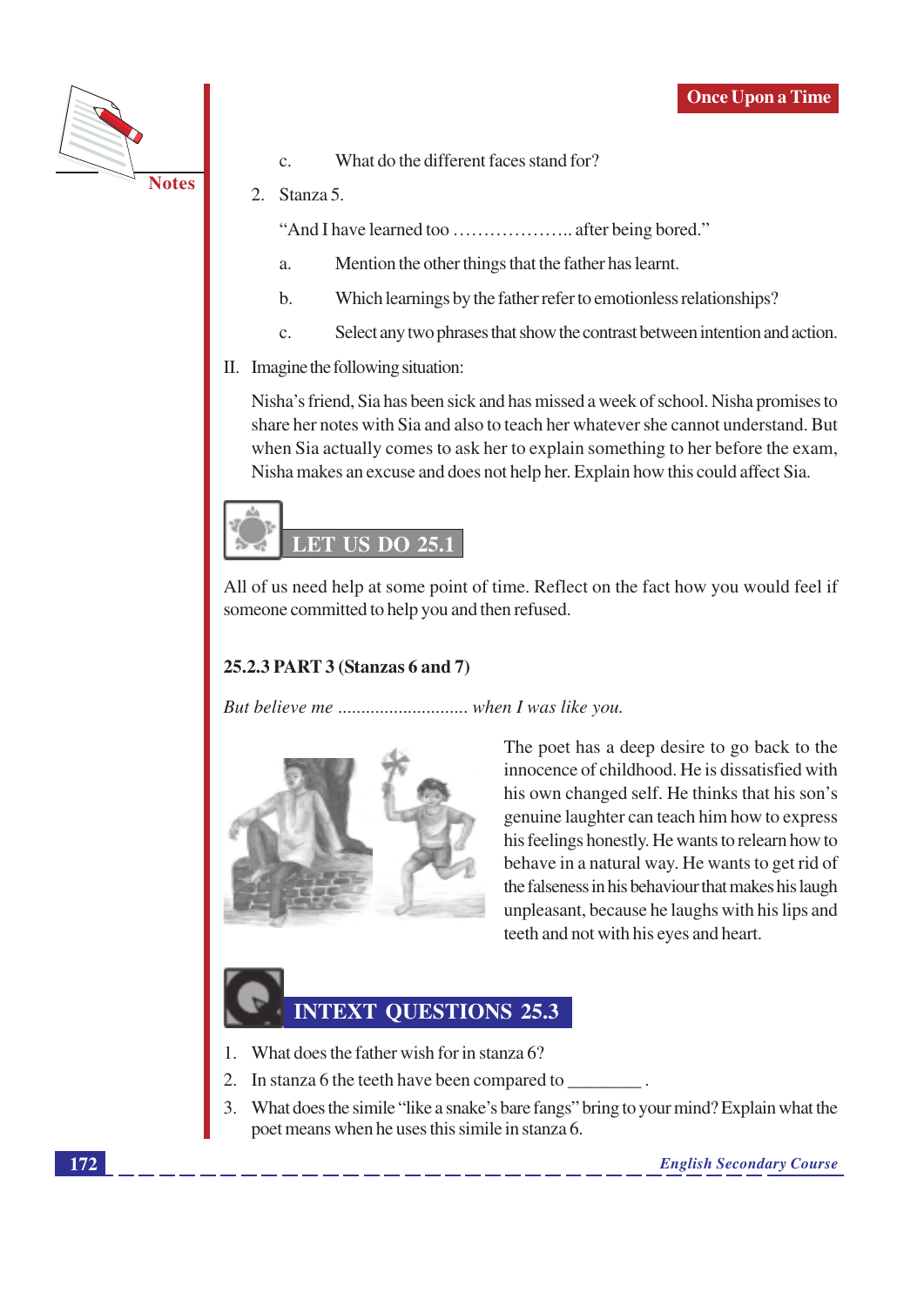c. What do the different faces stand for?

2. Stanza 5.

   "And I have learned too ……………….. after being bored."

   a. Mention the other things that the father has learnt.

   b. Which learnings by the father refer to emotionless relationships?

   c. Select any two phrases that show the contrast between intention and action.

II. Imagine the following situation:

Nisha's friend, Sia has been sick and has missed a week of school. Nisha promises to share her notes with Sia and also to teach her whatever she cannot understand. But when Sia actually comes to ask her to explain something to her before the exam, Nisha makes an excuse and does not help her. Explain how this could affect Sia.

## LET US DO 25.1

All of us need help at some point of time. Reflect on the fact how you would feel if someone committed to help you and then refused.

### 25.2.3 PART 3 (Stanzas 6 and 7)

*But believe me ........................... when I was like you.*

The poet has a deep desire to go back to the innocence of childhood. He is dissatisfied with his own changed self. He thinks that his son's genuine laughter can teach him how to express his feelings honestly. He wants to relearn how to behave in a natural way. He wants to get rid of the falseness in his behaviour that makes his laugh unpleasant, because he laughs with his lips and teeth and not with his eyes and heart.

## INTEXT QUESTIONS 25.3

1. What does the father wish for in stanza 6?
2. In stanza 6 the teeth have been compared to ________ .
3. What does the simile "like a snake's bare fangs" bring to your mind? Explain what the poet means when he uses this simile in stanza 6.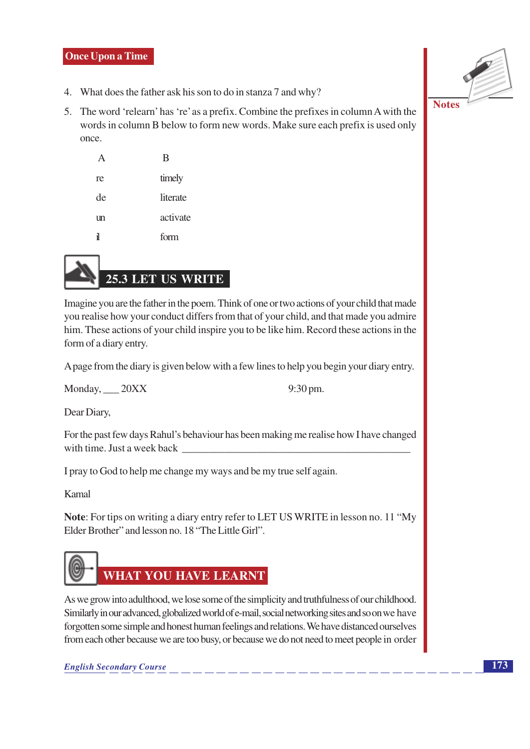4. What does the father ask his son to do in stanza 7 and why?

5. The word 'relearn' has 're' as a prefix. Combine the prefixes in column A with the words in column B below to form new words. Make sure each prefix is used only once.

| A | B |
|---|---|
| re | timely |
| de | literate |
| un | activate |
| il | form |

## 25.3 LET US WRITE

Imagine you are the father in the poem. Think of one or two actions of your child that made you realise how your conduct differs from that of your child, and that made you admire him. These actions of your child inspire you to be like him. Record these actions in the form of a diary entry.

A page from the diary is given below with a few lines to help you begin your diary entry.

Monday, ___ 20XX 9:30 pm.

Dear Diary,

For the past few days Rahul's behaviour has been making me realise how I have changed with time. Just a week back ___________________________________________

I pray to God to help me change my ways and be my true self again.

Kamal

**Note**: For tips on writing a diary entry refer to LET US WRITE in lesson no. 11 "My Elder Brother" and lesson no. 18 "The Little Girl".

## WHAT YOU HAVE LEARNT

As we grow into adulthood, we lose some of the simplicity and truthfulness of our childhood. Similarly in our advanced, globalized world of e-mail, social networking sites and so on we have forgotten some simple and honest human feelings and relations. We have distanced ourselves from each other because we are too busy, or because we do not need to meet people in order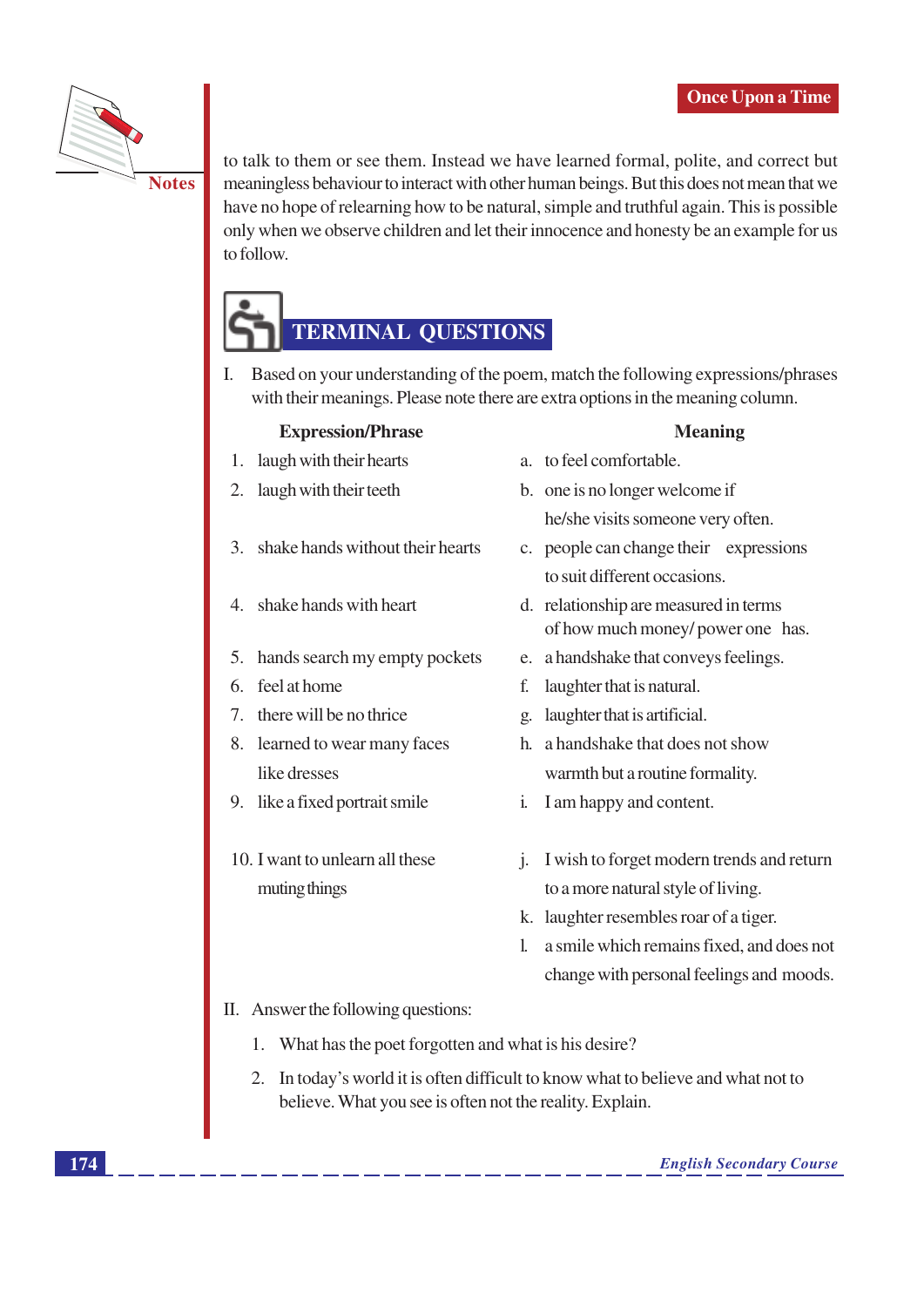to talk to them or see them. Instead we have learned formal, polite, and correct but meaningless behaviour to interact with other human beings. But this does not mean that we have no hope of relearning how to be natural, simple and truthful again. This is possible only when we observe children and let their innocence and honesty be an example for us to follow.

## TERMINAL QUESTIONS

I. Based on your understanding of the poem, match the following expressions/phrases with their meanings. Please note there are extra options in the meaning column.

| Expression/Phrase | Meaning |
|---|---|
| 1. laugh with their hearts | a. to feel comfortable. |
| 2. laugh with their teeth | b. one is no longer welcome if he/she visits someone very often. |
| 3. shake hands without their hearts | c. people can change their expressions to suit different occasions. |
| 4. shake hands with heart | d. relationship are measured in terms of how much money/ power one has. |
| 5. hands search my empty pockets | e. a handshake that conveys feelings. |
| 6. feel at home | f. laughter that is natural. |
| 7. there will be no thrice | g. laughter that is artificial. |
| 8. learned to wear many faces like dresses | h. a handshake that does not show warmth but a routine formality. |
| 9. like a fixed portrait smile | i. I am happy and content. |
| 10. I want to unlearn all these muting things | j. I wish to forget modern trends and return to a more natural style of living. |
| | k. laughter resembles roar of a tiger. |
| | l. a smile which remains fixed, and does not change with personal feelings and moods. |

II. Answer the following questions:

1. What has the poet forgotten and what is his desire?
2. In today's world it is often difficult to know what to believe and what not to believe. What you see is often not the reality. Explain.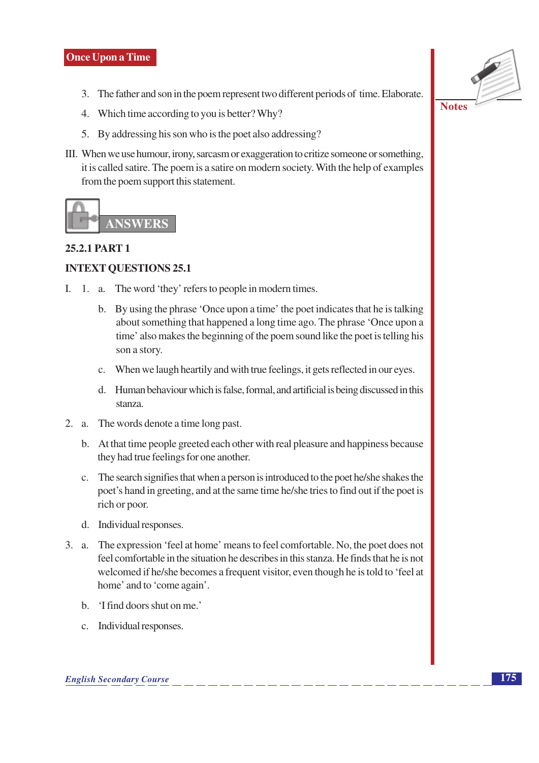3. The father and son in the poem represent two different periods of time. Elaborate.
4. Which time according to you is better? Why?
5. By addressing his son who is the poet also addressing?

III. When we use humour, irony, sarcasm or exaggeration to critize someone or something, it is called satire. The poem is a satire on modern society. With the help of examples from the poem support this statement.

## ANSWERS

### 25.2.1 PART 1

### INTEXT QUESTIONS 25.1

I. 1. a. The word 'they' refers to people in modern times.

   b. By using the phrase 'Once upon a time' the poet indicates that he is talking about something that happened a long time ago. The phrase 'Once upon a time' also makes the beginning of the poem sound like the poet is telling his son a story.

   c. When we laugh heartily and with true feelings, it gets reflected in our eyes.

   d. Human behaviour which is false, formal, and artificial is being discussed in this stanza.

2. a. The words denote a time long past.

   b. At that time people greeted each other with real pleasure and happiness because they had true feelings for one another.

   c. The search signifies that when a person is introduced to the poet he/she shakes the poet's hand in greeting, and at the same time he/she tries to find out if the poet is rich or poor.

   d. Individual responses.

3. a. The expression 'feel at home' means to feel comfortable. No, the poet does not feel comfortable in the situation he describes in this stanza. He finds that he is not welcomed if he/she becomes a frequent visitor, even though he is told to 'feel at home' and to 'come again'.

   b. 'I find doors shut on me.'

   c. Individual responses.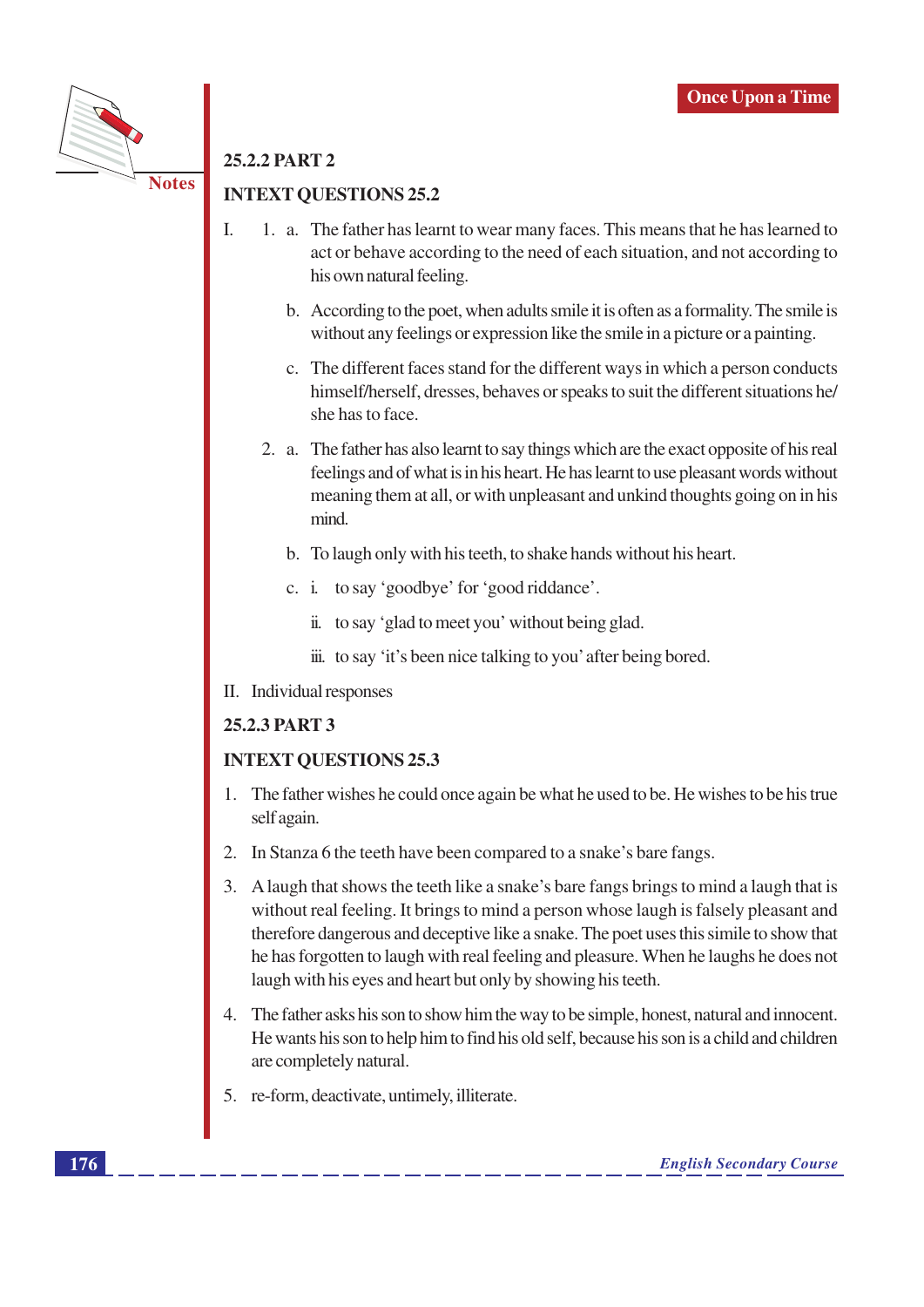### 25.2.2 PART 2

### INTEXT QUESTIONS 25.2

I.

1. a. The father has learnt to wear many faces. This means that he has learned to act or behave according to the need of each situation, and not according to his own natural feeling.

   b. According to the poet, when adults smile it is often as a formality. The smile is without any feelings or expression like the smile in a picture or a painting.

   c. The different faces stand for the different ways in which a person conducts himself/herself, dresses, behaves or speaks to suit the different situations he/she has to face.

2. a. The father has also learnt to say things which are the exact opposite of his real feelings and of what is in his heart. He has learnt to use pleasant words without meaning them at all, or with unpleasant and unkind thoughts going on in his mind.

   b. To laugh only with his teeth, to shake hands without his heart.

   c. i. to say 'goodbye' for 'good riddance'.

      ii. to say 'glad to meet you' without being glad.

      iii. to say 'it's been nice talking to you' after being bored.

II. Individual responses

### 25.2.3 PART 3

### INTEXT QUESTIONS 25.3

1. The father wishes he could once again be what he used to be. He wishes to be his true self again.
2. In Stanza 6 the teeth have been compared to a snake's bare fangs.
3. A laugh that shows the teeth like a snake's bare fangs brings to mind a laugh that is without real feeling. It brings to mind a person whose laugh is falsely pleasant and therefore dangerous and deceptive like a snake. The poet uses this simile to show that he has forgotten to laugh with real feeling and pleasure. When he laughs he does not laugh with his eyes and heart but only by showing his teeth.
4. The father asks his son to show him the way to be simple, honest, natural and innocent. He wants his son to help him to find his old self, because his son is a child and children are completely natural.
5. re-form, deactivate, untimely, illiterate.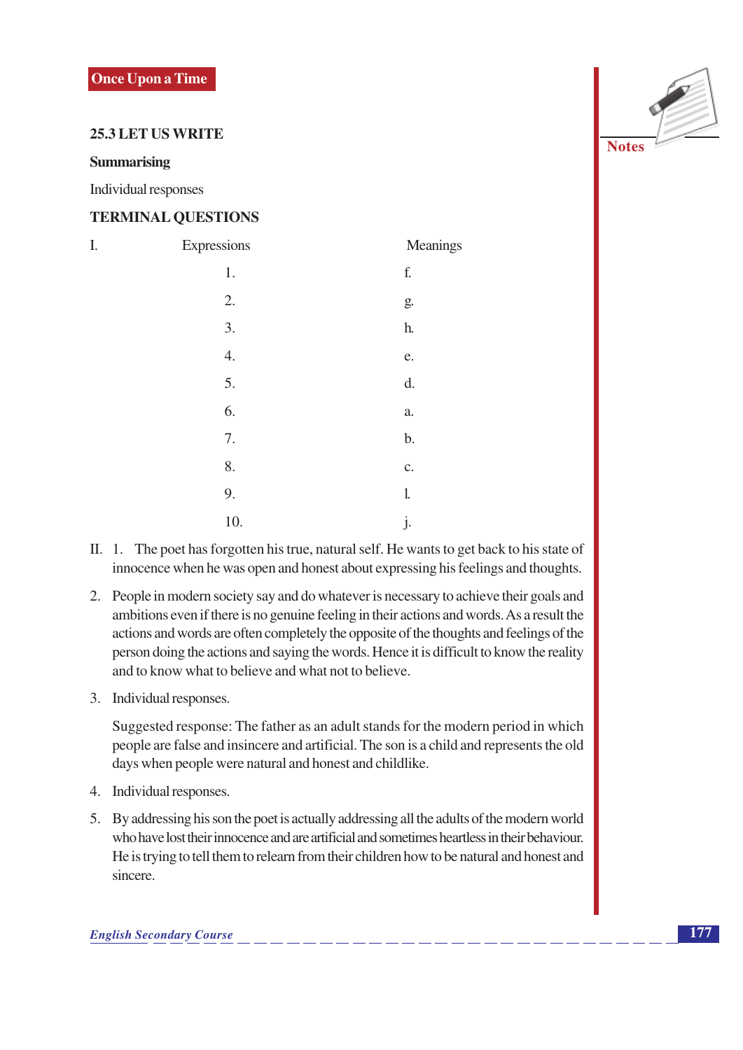## 25.3 LET US WRITE

**Summarising**

Individual responses

## TERMINAL QUESTIONS

I.

| Expressions | Meanings |
|---|---|
| 1. | f. |
| 2. | g. |
| 3. | h. |
| 4. | e. |
| 5. | d. |
| 6. | a. |
| 7. | b. |
| 8. | c. |
| 9. | l. |
| 10. | j. |

II. 1. The poet has forgotten his true, natural self. He wants to get back to his state of innocence when he was open and honest about expressing his feelings and thoughts.

2. People in modern society say and do whatever is necessary to achieve their goals and ambitions even if there is no genuine feeling in their actions and words. As a result the actions and words are often completely the opposite of the thoughts and feelings of the person doing the actions and saying the words. Hence it is difficult to know the reality and to know what to believe and what not to believe.

3. Individual responses.

   Suggested response: The father as an adult stands for the modern period in which people are false and insincere and artificial. The son is a child and represents the old days when people were natural and honest and childlike.

4. Individual responses.

5. By addressing his son the poet is actually addressing all the adults of the modern world who have lost their innocence and are artificial and sometimes heartless in their behaviour. He is trying to tell them to relearn from their children how to be natural and honest and sincere.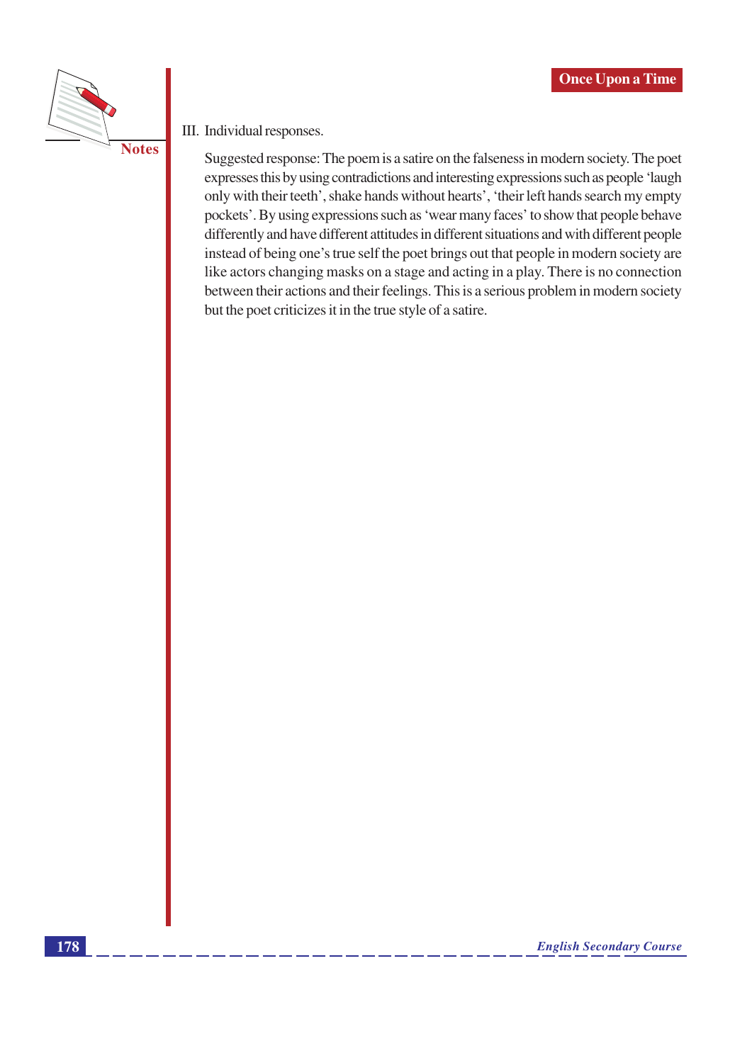III. Individual responses.

Suggested response: The poem is a satire on the falseness in modern society. The poet expresses this by using contradictions and interesting expressions such as people 'laugh only with their teeth', shake hands without hearts', 'their left hands search my empty pockets'. By using expressions such as 'wear many faces' to show that people behave differently and have different attitudes in different situations and with different people instead of being one's true self the poet brings out that people in modern society are like actors changing masks on a stage and acting in a play. There is no connection between their actions and their feelings. This is a serious problem in modern society but the poet criticizes it in the true style of a satire.